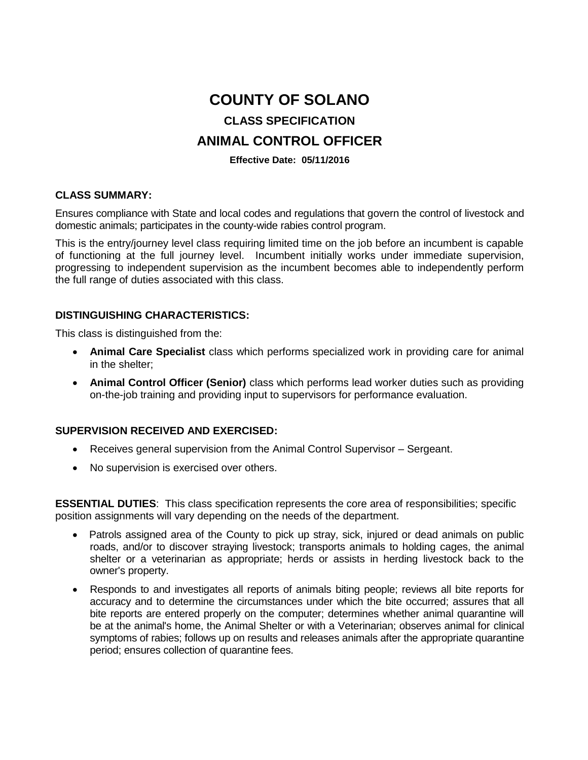# COUNTY OF SOLANO

## CLASS SPECIFICATION

## ANIMAL CONTROL OFFICER

**Effective Date: 05/11/2016**

### CLASS SUMMARY:

Ensures compliance with State and local codes and regulations that govern the control of livestock and domestic animals; participates in the county-wide rabies control program.

This is the entry/journey level class requiring limited time on the job before an incumbent is capable of functioning at the full journey level. Incumbent initially works under immediate supervision, progressing to independent supervision as the incumbent becomes able to independently perform the full range of duties associated with this class.

### DISTINGUISHING CHARACTERISTICS:

This class is distinguished from the:

- **Animal Care Specialist** class which performs specialized work in providing care for animal in the shelter;
- **Animal Control Officer (Senior)** class which performs lead worker duties such as providing on-the-job training and providing input to supervisors for performance evaluation.

### SUPERVISION RECEIVED AND EXERCISED:

- Receives general supervision from the Animal Control Supervisor – Sergeant.
- No supervision is exercised over others.

**ESSENTIAL DUTIES**: This class specification represents the core area of responsibilities; specific position assignments will vary depending on the needs of the department.

- Patrols assigned area of the County to pick up stray, sick, injured or dead animals on public roads, and/or to discover straying livestock; transports animals to holding cages, the animal shelter or a veterinarian as appropriate; herds or assists in herding livestock back to the owner's property.
- Responds to and investigates all reports of animals biting people; reviews all bite reports for accuracy and to determine the circumstances under which the bite occurred; assures that all bite reports are entered properly on the computer; determines whether animal quarantine will be at the animal's home, the Animal Shelter or with a Veterinarian; observes animal for clinical symptoms of rabies; follows up on results and releases animals after the appropriate quarantine period; ensures collection of quarantine fees.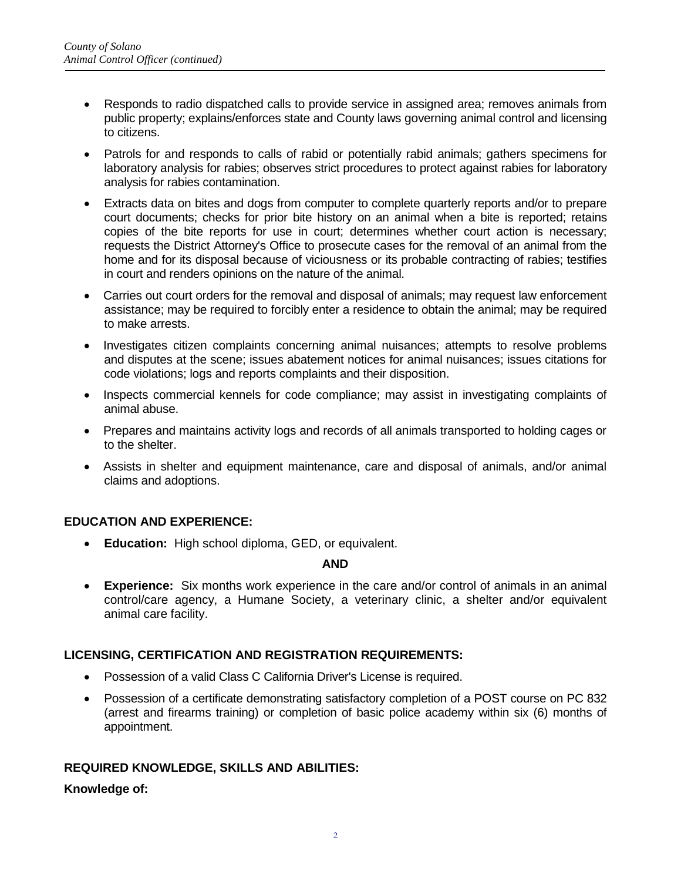- Responds to radio dispatched calls to provide service in assigned area; removes animals from public property; explains/enforces state and County laws governing animal control and licensing to citizens.
- Patrols for and responds to calls of rabid or potentially rabid animals; gathers specimens for laboratory analysis for rabies; observes strict procedures to protect against rabies for laboratory analysis for rabies contamination.
- Extracts data on bites and dogs from computer to complete quarterly reports and/or to prepare court documents; checks for prior bite history on an animal when a bite is reported; retains copies of the bite reports for use in court; determines whether court action is necessary; requests the District Attorney's Office to prosecute cases for the removal of an animal from the home and for its disposal because of viciousness or its probable contracting of rabies; testifies in court and renders opinions on the nature of the animal.
- Carries out court orders for the removal and disposal of animals; may request law enforcement assistance; may be required to forcibly enter a residence to obtain the animal; may be required to make arrests.
- Investigates citizen complaints concerning animal nuisances; attempts to resolve problems and disputes at the scene; issues abatement notices for animal nuisances; issues citations for code violations; logs and reports complaints and their disposition.
- Inspects commercial kennels for code compliance; may assist in investigating complaints of animal abuse.
- Prepares and maintains activity logs and records of all animals transported to holding cages or to the shelter.
- Assists in shelter and equipment maintenance, care and disposal of animals, and/or animal claims and adoptions.

## EDUCATION AND EXPERIENCE:

- **Education:** High school diploma, GED, or equivalent.

**AND**

- **Experience:** Six months work experience in the care and/or control of animals in an animal control/care agency, a Humane Society, a veterinary clinic, a shelter and/or equivalent animal care facility.

## LICENSING, CERTIFICATION AND REGISTRATION REQUIREMENTS:

- Possession of a valid Class C California Driver's License is required.
- Possession of a certificate demonstrating satisfactory completion of a POST course on PC 832 (arrest and firearms training) or completion of basic police academy within six (6) months of appointment.

## REQUIRED KNOWLEDGE, SKILLS AND ABILITIES:

**Knowledge of:**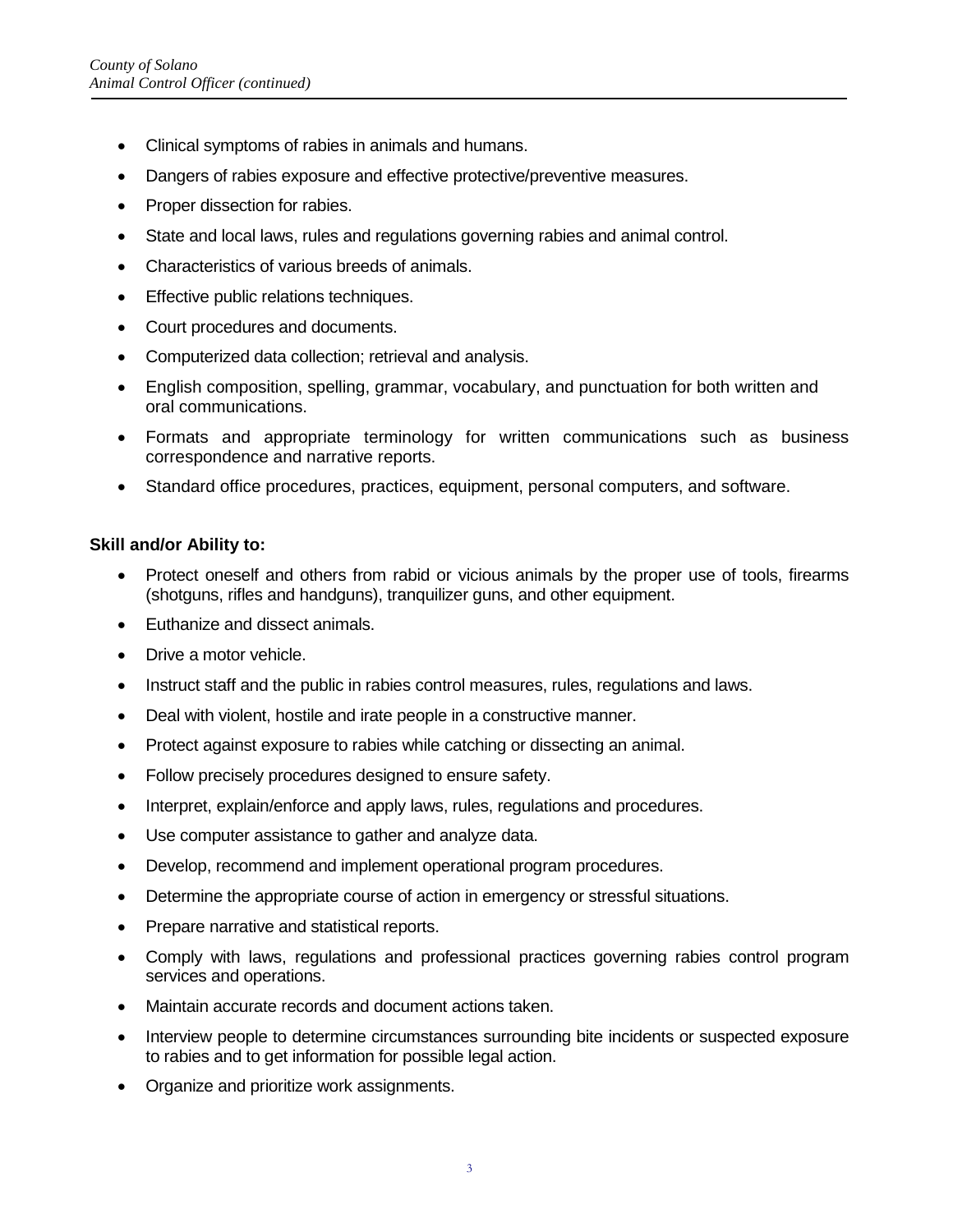- Clinical symptoms of rabies in animals and humans.
- Dangers of rabies exposure and effective protective/preventive measures.
- Proper dissection for rabies.
- State and local laws, rules and regulations governing rabies and animal control.
- Characteristics of various breeds of animals.
- Effective public relations techniques.
- Court procedures and documents.
- Computerized data collection; retrieval and analysis.
- English composition, spelling, grammar, vocabulary, and punctuation for both written and oral communications.
- Formats and appropriate terminology for written communications such as business correspondence and narrative reports.
- Standard office procedures, practices, equipment, personal computers, and software.

**Skill and/or Ability to:**

- Protect oneself and others from rabid or vicious animals by the proper use of tools, firearms (shotguns, rifles and handguns), tranquilizer guns, and other equipment.
- Euthanize and dissect animals.
- Drive a motor vehicle.
- Instruct staff and the public in rabies control measures, rules, regulations and laws.
- Deal with violent, hostile and irate people in a constructive manner.
- Protect against exposure to rabies while catching or dissecting an animal.
- Follow precisely procedures designed to ensure safety.
- Interpret, explain/enforce and apply laws, rules, regulations and procedures.
- Use computer assistance to gather and analyze data.
- Develop, recommend and implement operational program procedures.
- Determine the appropriate course of action in emergency or stressful situations.
- Prepare narrative and statistical reports.
- Comply with laws, regulations and professional practices governing rabies control program services and operations.
- Maintain accurate records and document actions taken.
- Interview people to determine circumstances surrounding bite incidents or suspected exposure to rabies and to get information for possible legal action.
- Organize and prioritize work assignments.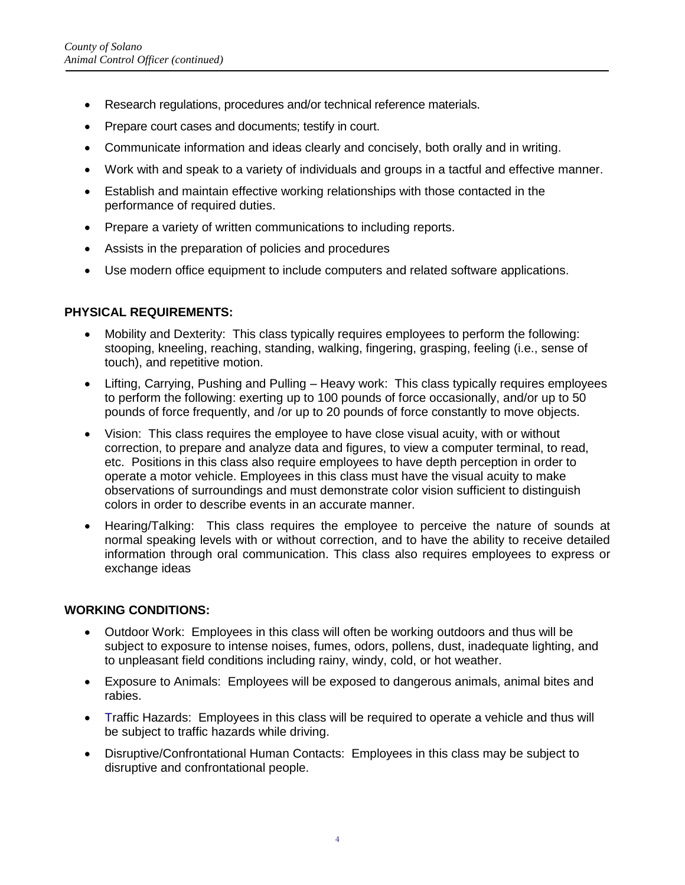- Research regulations, procedures and/or technical reference materials.
- Prepare court cases and documents; testify in court.
- Communicate information and ideas clearly and concisely, both orally and in writing.
- Work with and speak to a variety of individuals and groups in a tactful and effective manner.
- Establish and maintain effective working relationships with those contacted in the performance of required duties.
- Prepare a variety of written communications to including reports.
- Assists in the preparation of policies and procedures
- Use modern office equipment to include computers and related software applications.

**PHYSICAL REQUIREMENTS:**

- Mobility and Dexterity: This class typically requires employees to perform the following: stooping, kneeling, reaching, standing, walking, fingering, grasping, feeling (i.e., sense of touch), and repetitive motion.
- Lifting, Carrying, Pushing and Pulling – Heavy work: This class typically requires employees to perform the following: exerting up to 100 pounds of force occasionally, and/or up to 50 pounds of force frequently, and /or up to 20 pounds of force constantly to move objects.
- Vision: This class requires the employee to have close visual acuity, with or without correction, to prepare and analyze data and figures, to view a computer terminal, to read, etc. Positions in this class also require employees to have depth perception in order to operate a motor vehicle. Employees in this class must have the visual acuity to make observations of surroundings and must demonstrate color vision sufficient to distinguish colors in order to describe events in an accurate manner.
- Hearing/Talking: This class requires the employee to perceive the nature of sounds at normal speaking levels with or without correction, and to have the ability to receive detailed information through oral communication. This class also requires employees to express or exchange ideas

**WORKING CONDITIONS:**

- Outdoor Work: Employees in this class will often be working outdoors and thus will be subject to exposure to intense noises, fumes, odors, pollens, dust, inadequate lighting, and to unpleasant field conditions including rainy, windy, cold, or hot weather.
- Exposure to Animals: Employees will be exposed to dangerous animals, animal bites and rabies.
- Traffic Hazards: Employees in this class will be required to operate a vehicle and thus will be subject to traffic hazards while driving.
- Disruptive/Confrontational Human Contacts: Employees in this class may be subject to disruptive and confrontational people.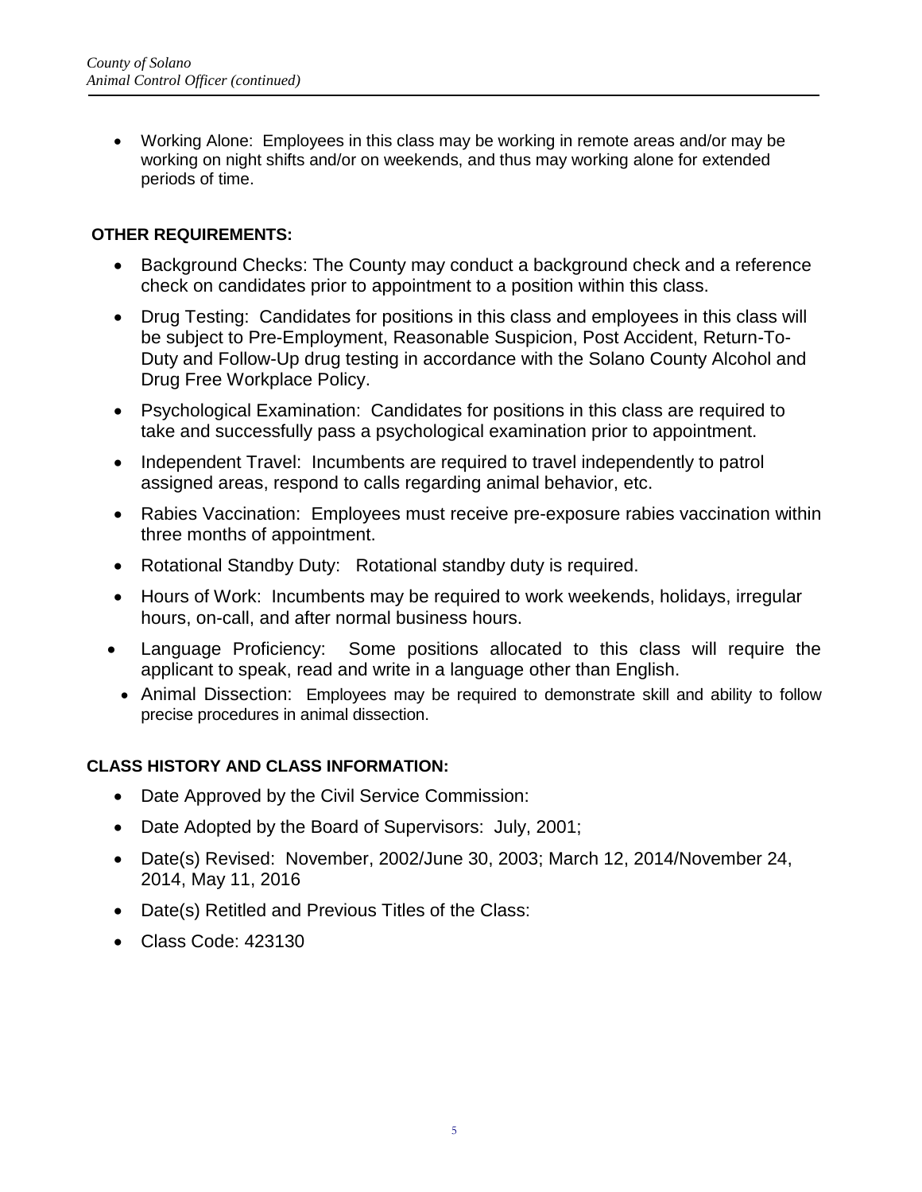- Working Alone: Employees in this class may be working in remote areas and/or may be working on night shifts and/or on weekends, and thus may working alone for extended periods of time.

**OTHER REQUIREMENTS:**

- Background Checks: The County may conduct a background check and a reference check on candidates prior to appointment to a position within this class.
- Drug Testing: Candidates for positions in this class and employees in this class will be subject to Pre-Employment, Reasonable Suspicion, Post Accident, Return-To-Duty and Follow-Up drug testing in accordance with the Solano County Alcohol and Drug Free Workplace Policy.
- Psychological Examination: Candidates for positions in this class are required to take and successfully pass a psychological examination prior to appointment.
- Independent Travel: Incumbents are required to travel independently to patrol assigned areas, respond to calls regarding animal behavior, etc.
- Rabies Vaccination: Employees must receive pre-exposure rabies vaccination within three months of appointment.
- Rotational Standby Duty: Rotational standby duty is required.
- Hours of Work: Incumbents may be required to work weekends, holidays, irregular hours, on-call, and after normal business hours.
- Language Proficiency: Some positions allocated to this class will require the applicant to speak, read and write in a language other than English.
- Animal Dissection: Employees may be required to demonstrate skill and ability to follow precise procedures in animal dissection.

**CLASS HISTORY AND CLASS INFORMATION:**

- Date Approved by the Civil Service Commission:
- Date Adopted by the Board of Supervisors: July, 2001;
- Date(s) Revised: November, 2002/June 30, 2003; March 12, 2014/November 24, 2014, May 11, 2016
- Date(s) Retitled and Previous Titles of the Class:
- Class Code: 423130